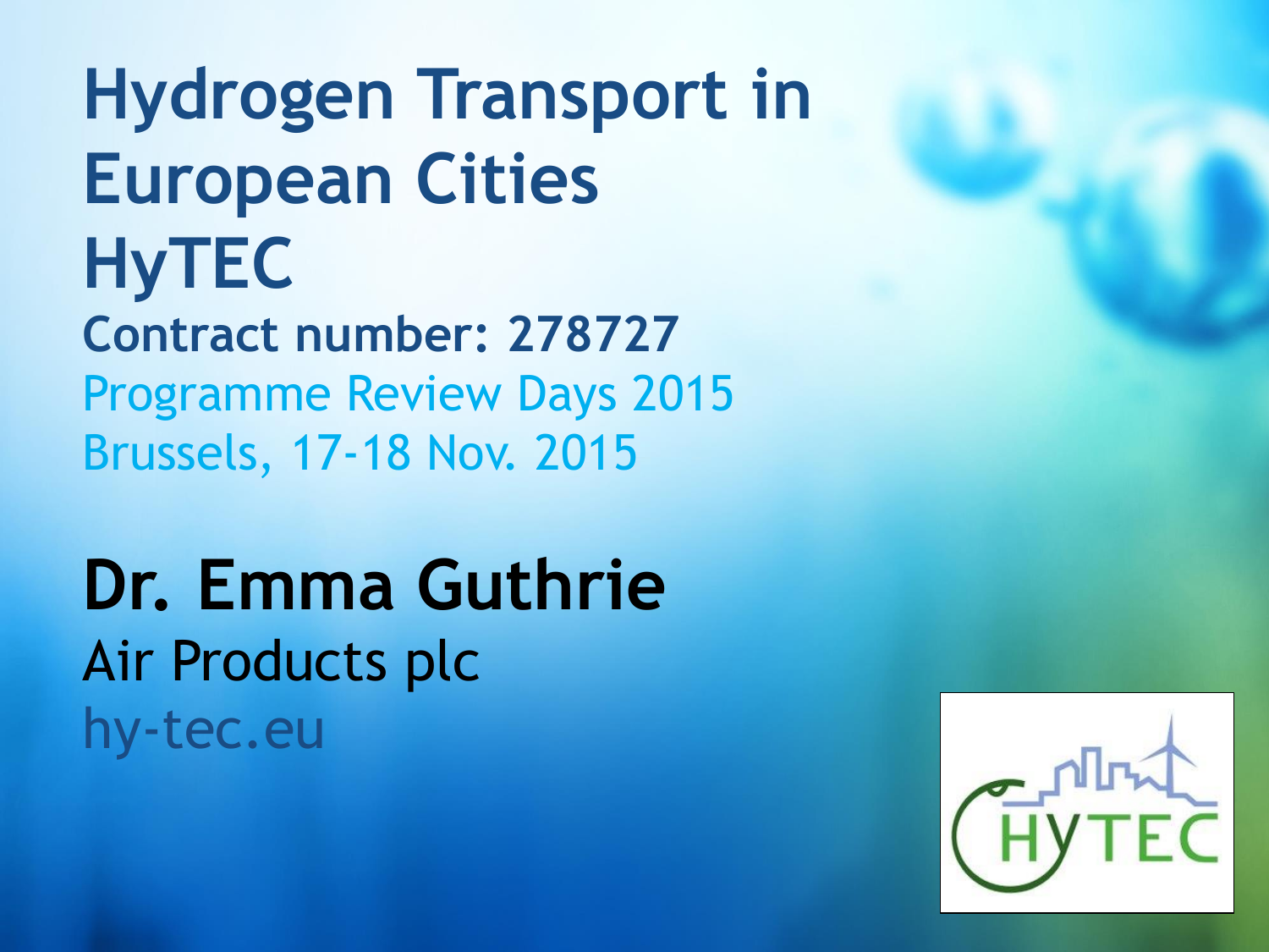# Hydrogen Transport in European Cities HyTEC

**Contract number: 278727**

Programme Review Days 2015
Brussels, 17-18 Nov. 2015

## Dr. Emma Guthrie

Air Products plc

hy-tec.eu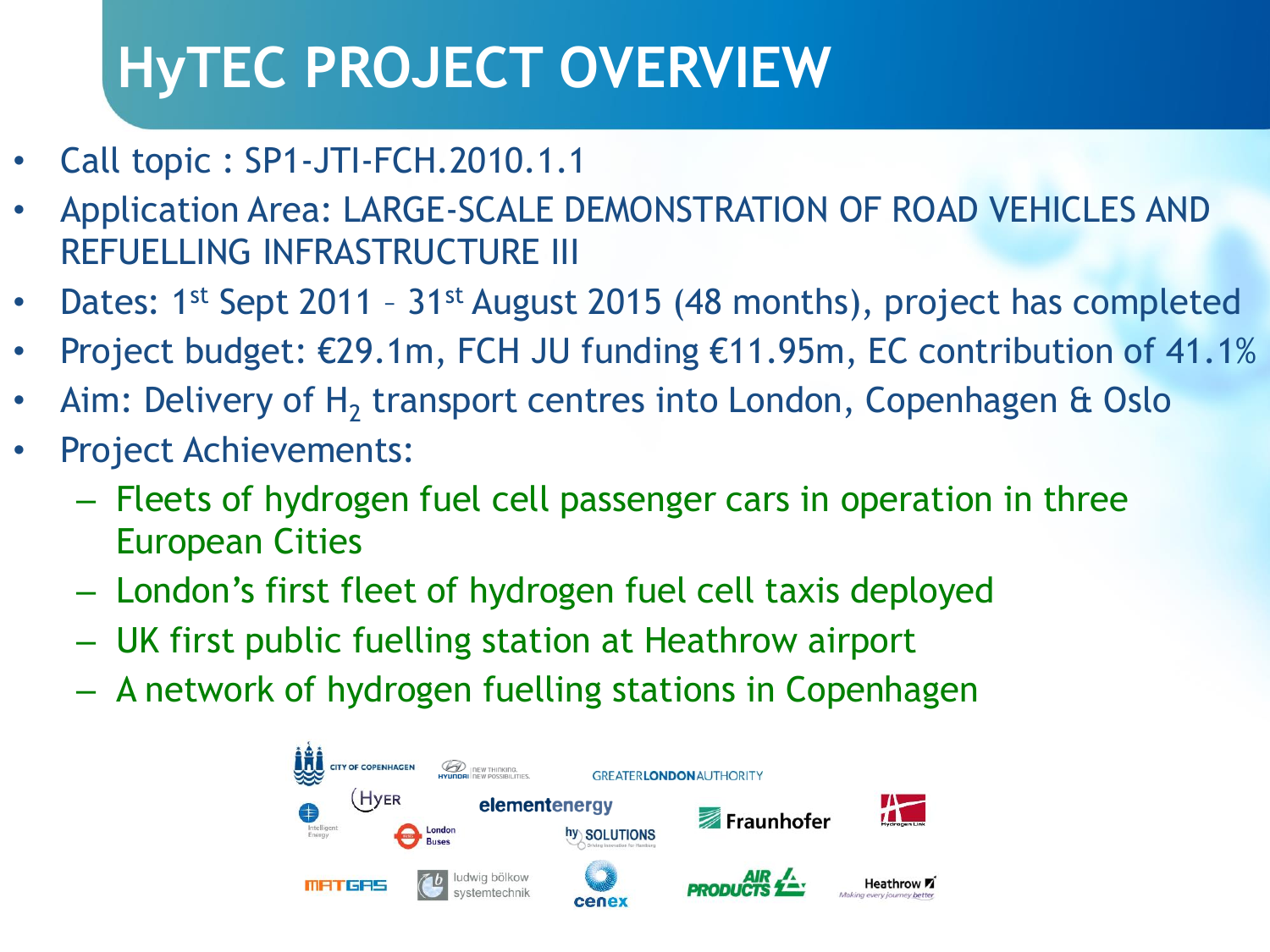# HyTEC PROJECT OVERVIEW

- Call topic : SP1-JTI-FCH.2010.1.1
- Application Area: LARGE-SCALE DEMONSTRATION OF ROAD VEHICLES AND REFUELLING INFRASTRUCTURE III
- Dates: 1st Sept 2011 – 31st August 2015 (48 months), project has completed
- Project budget: €29.1m, FCH JU funding €11.95m, EC contribution of 41.1%
- Aim: Delivery of $H_2$ transport centres into London, Copenhagen & Oslo
- Project Achievements:
  - Fleets of hydrogen fuel cell passenger cars in operation in three European Cities
  - London's first fleet of hydrogen fuel cell taxis deployed
  - UK first public fuelling station at Heathrow airport
  - A network of hydrogen fuelling stations in Copenhagen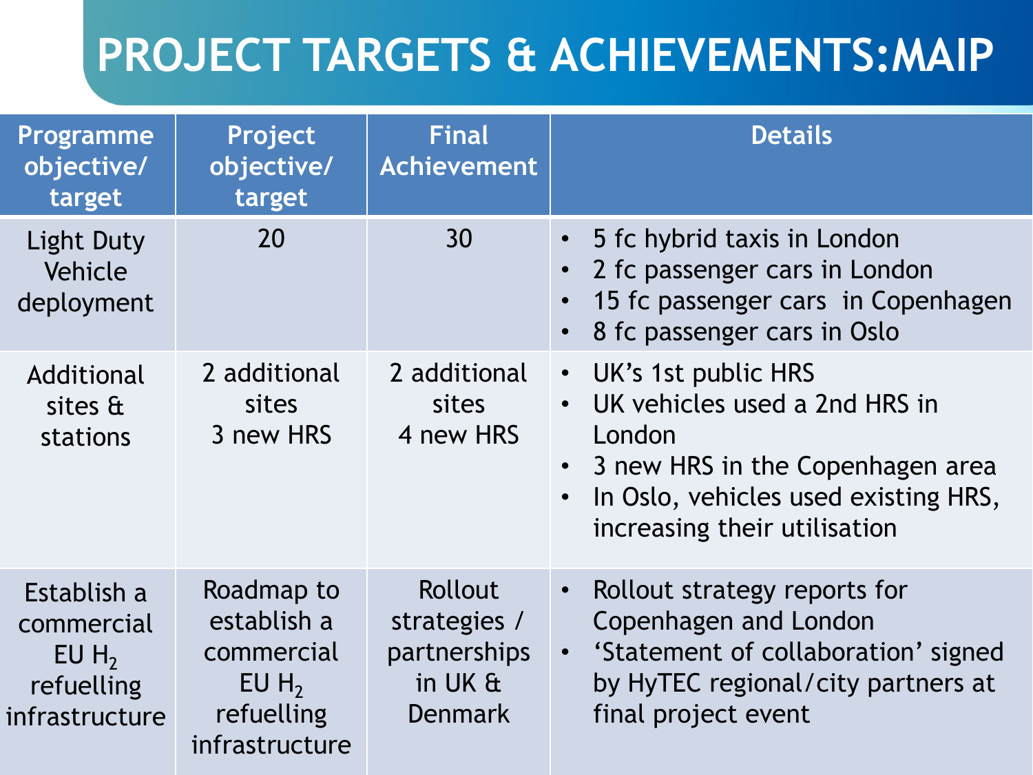# PROJECT TARGETS & ACHIEVEMENTS:MAIP

| Programme objective/ target | Project objective/ target | Final Achievement | Details |
|---|---|---|---|
| Light Duty Vehicle deployment | 20 | 30 | • 5 fc hybrid taxis in London<br>• 2 fc passenger cars in London<br>• 15 fc passenger cars in Copenhagen<br>• 8 fc passenger cars in Oslo |
| Additional sites & stations | 2 additional sites<br>3 new HRS | 2 additional sites<br>4 new HRS | • UK's 1st public HRS<br>• UK vehicles used a 2nd HRS in London<br>• 3 new HRS in the Copenhagen area<br>• In Oslo, vehicles used existing HRS, increasing their utilisation |
| Establish a commercial EU $H_2$ refuelling infrastructure | Roadmap to establish a commercial EU $H_2$ refuelling infrastructure | Rollout strategies / partnerships in UK & Denmark | • Rollout strategy reports for Copenhagen and London<br>• 'Statement of collaboration' signed by HyTEC regional/city partners at final project event |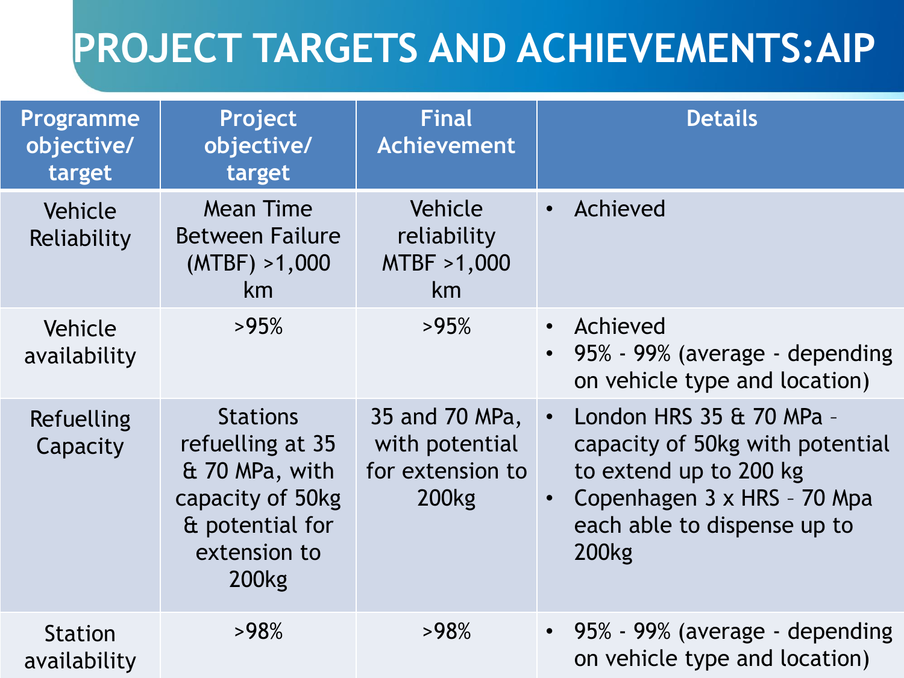# PROJECT TARGETS AND ACHIEVEMENTS:AIP

| Programme objective/ target | Project objective/ target | Final Achievement | Details |
|---|---|---|---|
| Vehicle Reliability | Mean Time Between Failure (MTBF) >1,000 km | Vehicle reliability MTBF >1,000 km | • Achieved |
| Vehicle availability | >95% | >95% | • Achieved<br>• 95% - 99% (average - depending on vehicle type and location) |
| Refuelling Capacity | Stations refuelling at 35 & 70 MPa, with capacity of 50kg & potential for extension to 200kg | 35 and 70 MPa, with potential for extension to 200kg | • London HRS 35 & 70 MPa – capacity of 50kg with potential to extend up to 200 kg<br>• Copenhagen 3 x HRS – 70 Mpa each able to dispense up to 200kg |
| Station availability | >98% | >98% | • 95% - 99% (average - depending on vehicle type and location) |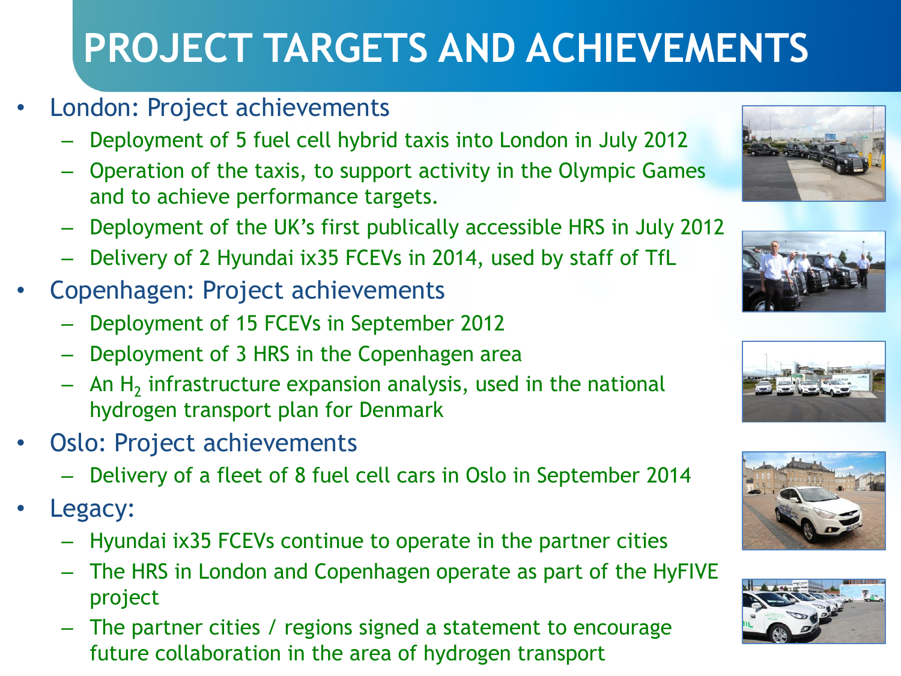# PROJECT TARGETS AND ACHIEVEMENTS

- London: Project achievements
  - Deployment of 5 fuel cell hybrid taxis into London in July 2012
  - Operation of the taxis, to support activity in the Olympic Games and to achieve performance targets.
  - Deployment of the UK's first publically accessible HRS in July 2012
  - Delivery of 2 Hyundai ix35 FCEVs in 2014, used by staff of TfL
- Copenhagen: Project achievements
  - Deployment of 15 FCEVs in September 2012
  - Deployment of 3 HRS in the Copenhagen area
  - An $H_2$ infrastructure expansion analysis, used in the national hydrogen transport plan for Denmark
- Oslo: Project achievements
  - Delivery of a fleet of 8 fuel cell cars in Oslo in September 2014
- Legacy:
  - Hyundai ix35 FCEVs continue to operate in the partner cities
  - The HRS in London and Copenhagen operate as part of the HyFIVE project
  - The partner cities / regions signed a statement to encourage future collaboration in the area of hydrogen transport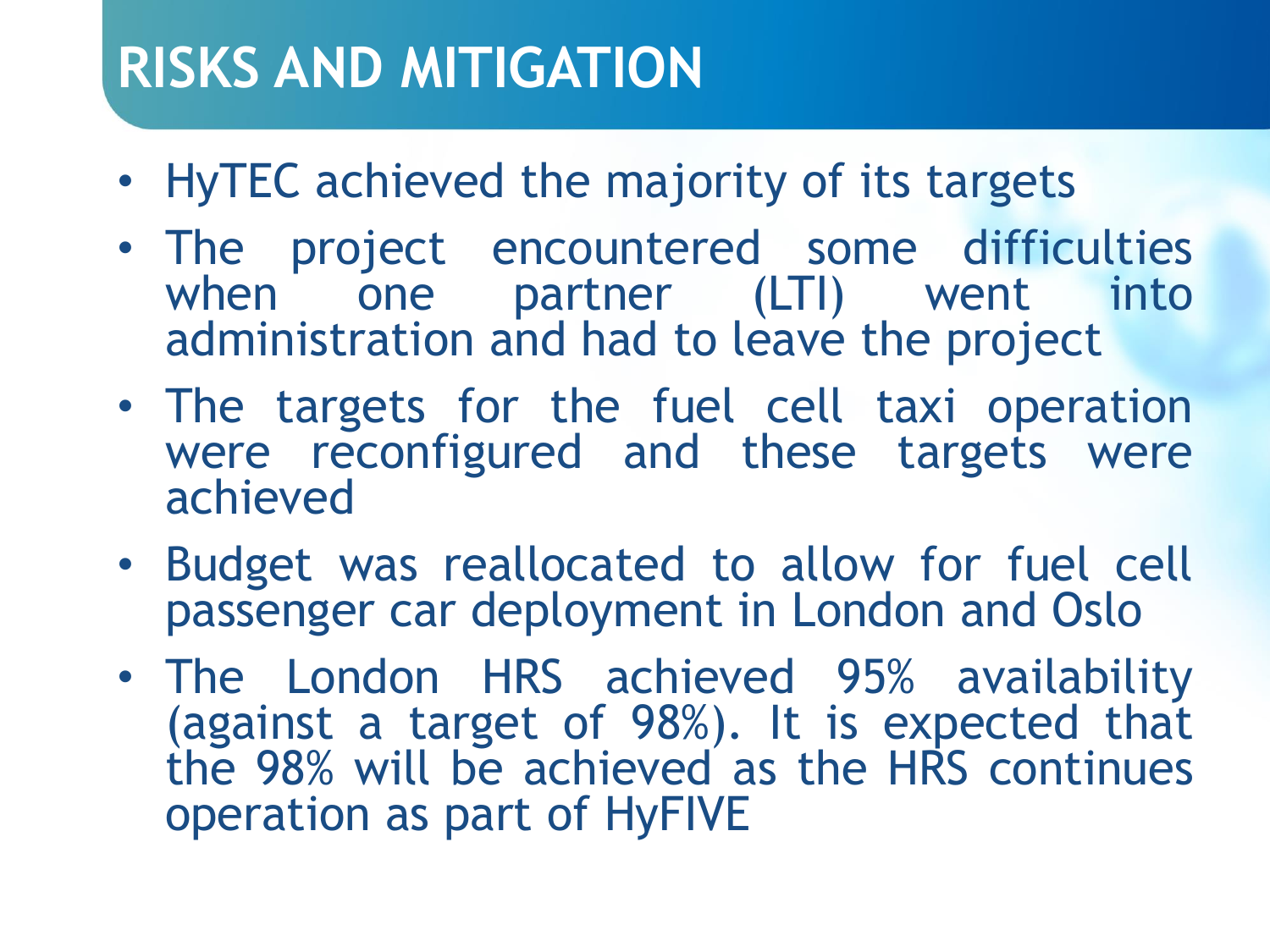# RISKS AND MITIGATION

- HyTEC achieved the majority of its targets
- The project encountered some difficulties when one partner (LTI) went into administration and had to leave the project
- The targets for the fuel cell taxi operation were reconfigured and these targets were achieved
- Budget was reallocated to allow for fuel cell passenger car deployment in London and Oslo
- The London HRS achieved 95% availability (against a target of 98%). It is expected that the 98% will be achieved as the HRS continues operation as part of HyFIVE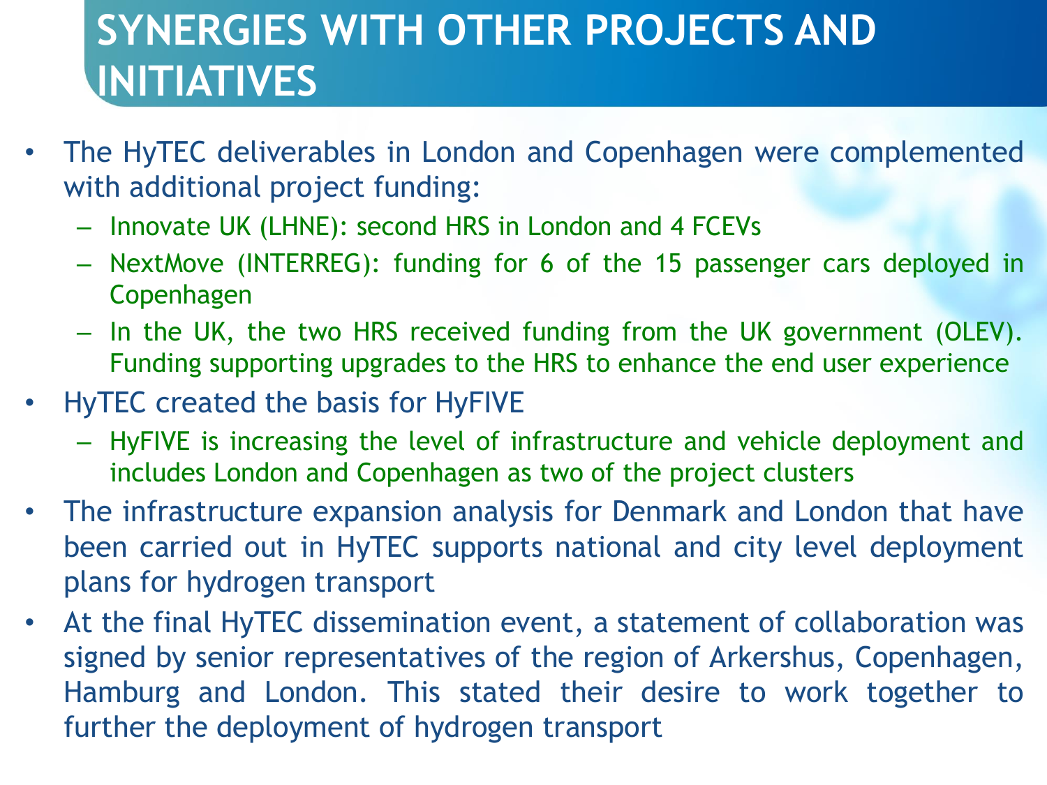# SYNERGIES WITH OTHER PROJECTS AND INITIATIVES

- The HyTEC deliverables in London and Copenhagen were complemented with additional project funding:
  - Innovate UK (LHNE): second HRS in London and 4 FCEVs
  - NextMove (INTERREG): funding for 6 of the 15 passenger cars deployed in Copenhagen
  - In the UK, the two HRS received funding from the UK government (OLEV). Funding supporting upgrades to the HRS to enhance the end user experience
- HyTEC created the basis for HyFIVE
  - HyFIVE is increasing the level of infrastructure and vehicle deployment and includes London and Copenhagen as two of the project clusters
- The infrastructure expansion analysis for Denmark and London that have been carried out in HyTEC supports national and city level deployment plans for hydrogen transport
- At the final HyTEC dissemination event, a statement of collaboration was signed by senior representatives of the region of Arkershus, Copenhagen, Hamburg and London. This stated their desire to work together to further the deployment of hydrogen transport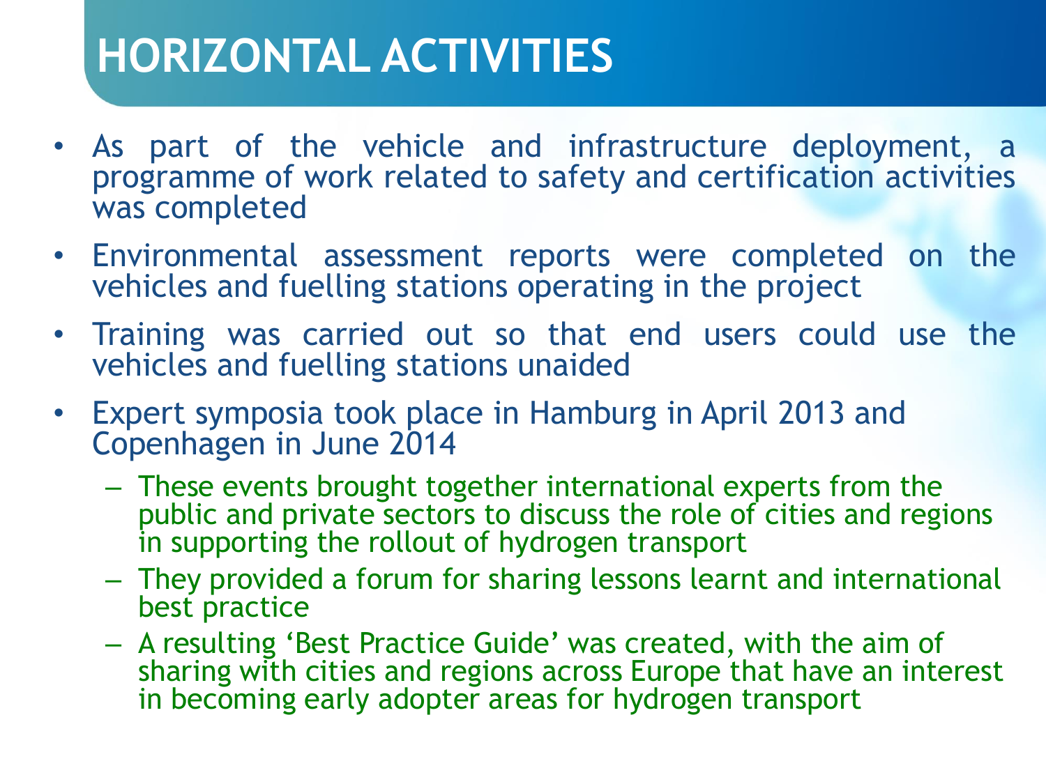# HORIZONTAL ACTIVITIES

- As part of the vehicle and infrastructure deployment, a programme of work related to safety and certification activities was completed
- Environmental assessment reports were completed on the vehicles and fuelling stations operating in the project
- Training was carried out so that end users could use the vehicles and fuelling stations unaided
- Expert symposia took place in Hamburg in April 2013 and Copenhagen in June 2014
  - These events brought together international experts from the public and private sectors to discuss the role of cities and regions in supporting the rollout of hydrogen transport
  - They provided a forum for sharing lessons learnt and international best practice
  - A resulting 'Best Practice Guide' was created, with the aim of sharing with cities and regions across Europe that have an interest in becoming early adopter areas for hydrogen transport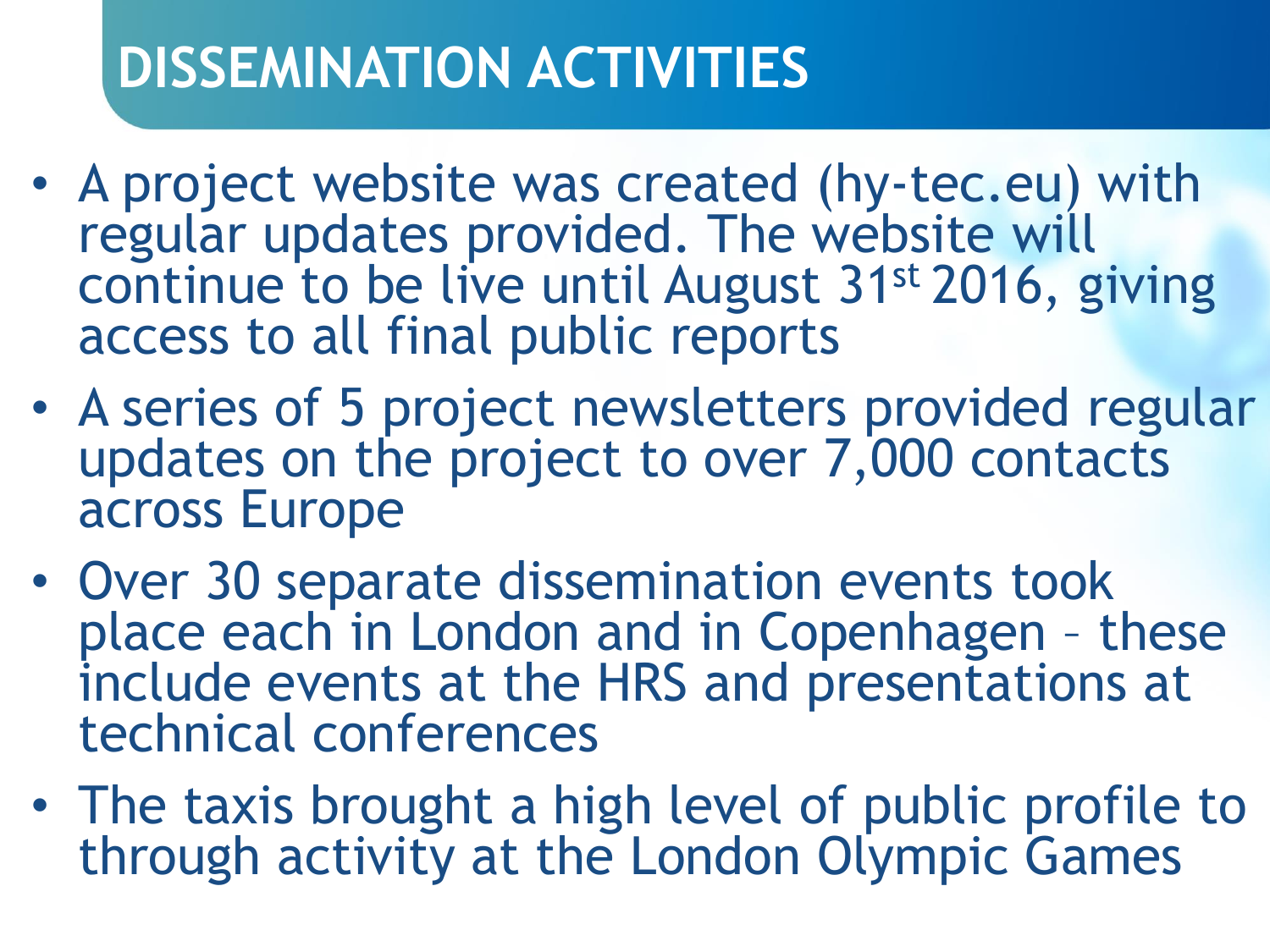# DISSEMINATION ACTIVITIES

- A project website was created (hy-tec.eu) with regular updates provided. The website will continue to be live until August 31st 2016, giving access to all final public reports
- A series of 5 project newsletters provided regular updates on the project to over 7,000 contacts across Europe
- Over 30 separate dissemination events took place each in London and in Copenhagen – these include events at the HRS and presentations at technical conferences
- The taxis brought a high level of public profile to through activity at the London Olympic Games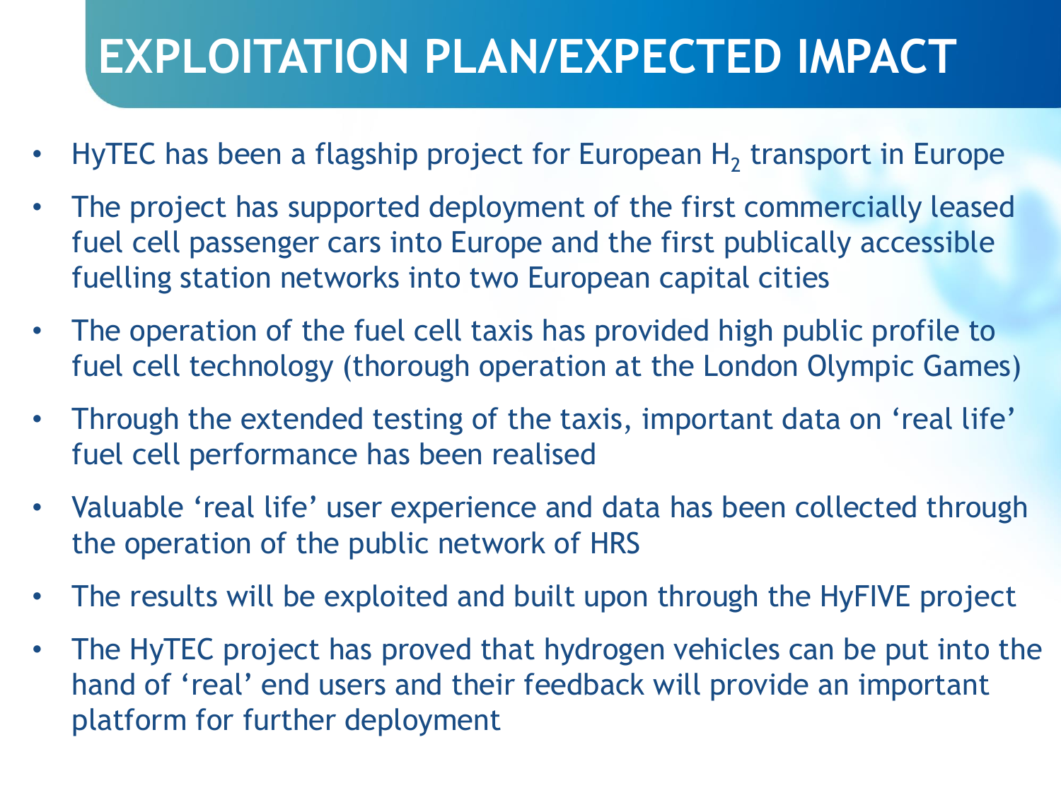# EXPLOITATION PLAN/EXPECTED IMPACT

- HyTEC has been a flagship project for European $H_2$ transport in Europe
- The project has supported deployment of the first commercially leased fuel cell passenger cars into Europe and the first publically accessible fuelling station networks into two European capital cities
- The operation of the fuel cell taxis has provided high public profile to fuel cell technology (thorough operation at the London Olympic Games)
- Through the extended testing of the taxis, important data on 'real life' fuel cell performance has been realised
- Valuable 'real life' user experience and data has been collected through the operation of the public network of HRS
- The results will be exploited and built upon through the HyFIVE project
- The HyTEC project has proved that hydrogen vehicles can be put into the hand of 'real' end users and their feedback will provide an important platform for further deployment